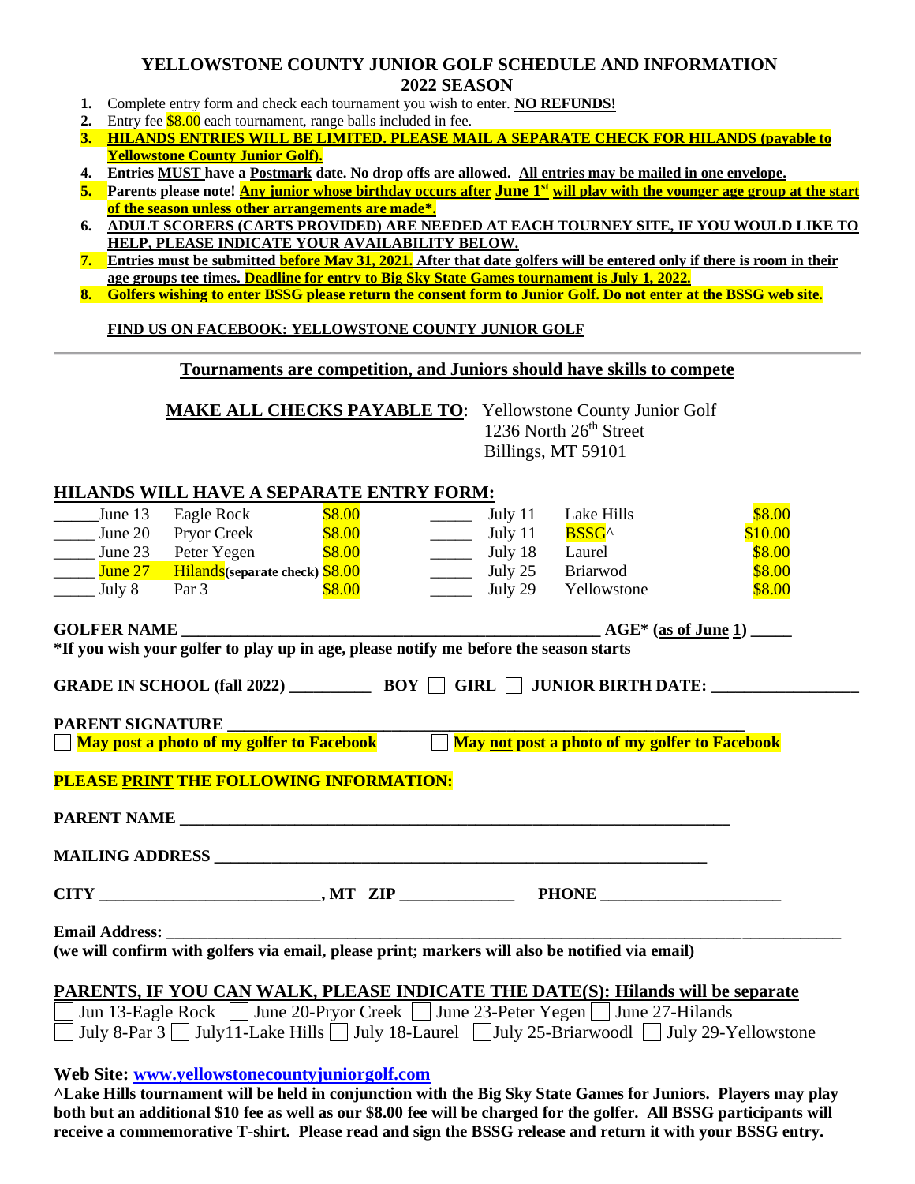# YELLOWSTONE COUNTY JUNIOR GOLF SCHEDULE AND INFORMATION
## 2022 SEASON

1. Complete entry form and check each tournament you wish to enter. **NO REFUNDS!**
2. Entry fee $8.00 each tournament, range balls included in fee.
3. **HILANDS ENTRIES WILL BE LIMITED. PLEASE MAIL A SEPARATE CHECK FOR HILANDS (payable to Yellowstone County Junior Golf).**
4. **Entries MUST have a Postmark date. No drop offs are allowed. All entries may be mailed in one envelope.**
5. **Parents please note! Any junior whose birthday occurs after June 1st will play with the younger age group at the start of the season unless other arrangements are made*.**
6. **ADULT SCORERS (CARTS PROVIDED) ARE NEEDED AT EACH TOURNEY SITE, IF YOU WOULD LIKE TO HELP, PLEASE INDICATE YOUR AVAILABILITY BELOW.**
7. **Entries must be submitted before May 31, 2021. After that date golfers will be entered only if there is room in their age groups tee times. Deadline for entry to Big Sky State Games tournament is July 1, 2022.**
8. **Golfers wishing to enter BSSG please return the consent form to Junior Golf. Do not enter at the BSSG web site.**

**FIND US ON FACEBOOK: YELLOWSTONE COUNTY JUNIOR GOLF**

---

**Tournaments are competition, and Juniors should have skills to compete**

**MAKE ALL CHECKS PAYABLE TO**: Yellowstone County Junior Golf
1236 North 26th Street
Billings, MT 59101

**HILANDS WILL HAVE A SEPARATE ENTRY FORM:**

| | Date | Course | Fee | | Date | Course | Fee |
|---|---|---|---|---|---|---|---|
| _____ | June 13 | Eagle Rock | $8.00 | _____ | July 11 | Lake Hills | $8.00 |
| _____ | June 20 | Pryor Creek | $8.00 | _____ | July 11 | BSSG^ | $10.00 |
| _____ | June 23 | Peter Yegen | $8.00 | _____ | July 18 | Laurel | $8.00 |
| _____ | June 27 | Hilands **(separate check)** | $8.00 | _____ | July 25 | Briarwod | $8.00 |
| _____ | July 8 | Par 3 | $8.00 | _____ | July 29 | Yellowstone | $8.00 |

**GOLFER NAME** ______________________________________________ **AGE* (as of June 1)** _____
***If you wish your golfer to play up in age, please notify me before the season starts**

**GRADE IN SCHOOL (fall 2022)** __________ **BOY** ☐ **GIRL** ☐ **JUNIOR BIRTH DATE:** _________________

**PARENT SIGNATURE** ____________________________________________________________

☐ **May post a photo of my golfer to Facebook** ☐ **May not post a photo of my golfer to Facebook**

**PLEASE PRINT THE FOLLOWING INFORMATION:**

**PARENT NAME** ______________________________________________________________

**MAILING ADDRESS** ___________________________________________________________

**CITY** ________________________, **MT ZIP** _____________ **PHONE** _____________________

**Email Address:** ______________________________________________________________
**(we will confirm with golfers via email, please print; markers will also be notified via email)**

**PARENTS, IF YOU CAN WALK, PLEASE INDICATE THE DATE(S): Hilands will be separate**

☐ Jun 13-Eagle Rock ☐ June 20-Pryor Creek ☐ June 23-Peter Yegen ☐ June 27-Hilands
☐ July 8-Par 3 ☐ July11-Lake Hills ☐ July 18-Laurel ☐ July 25-Briarwoodl ☐ July 29-Yellowstone

**Web Site: www.yellowstonecountyjuniorgolf.com**

**^Lake Hills tournament will be held in conjunction with the Big Sky State Games for Juniors. Players may play both but an additional $10 fee as well as our $8.00 fee will be charged for the golfer. All BSSG participants will receive a commemorative T-shirt. Please read and sign the BSSG release and return it with your BSSG entry.**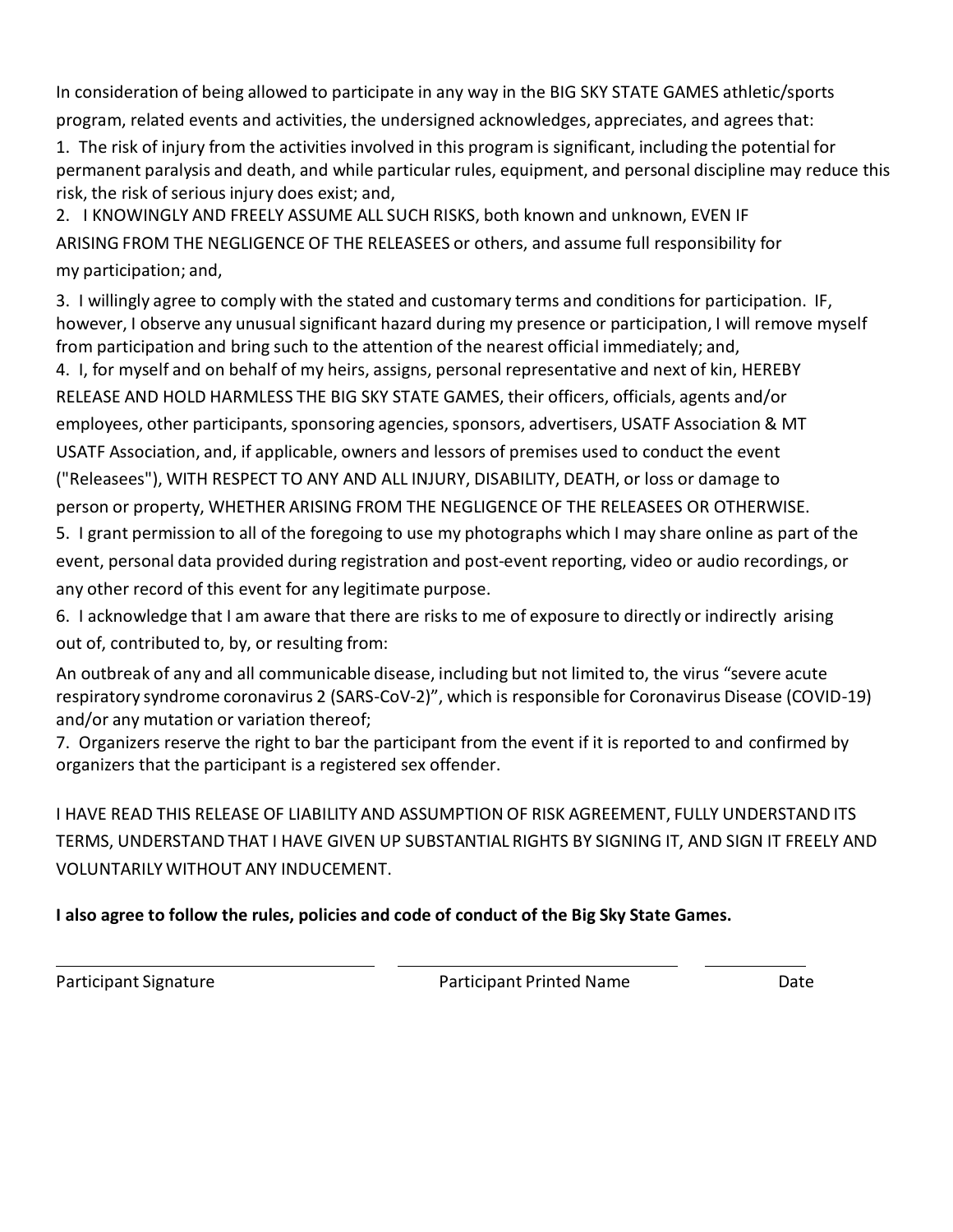In consideration of being allowed to participate in any way in the BIG SKY STATE GAMES athletic/sports program, related events and activities, the undersigned acknowledges, appreciates, and agrees that:

1. The risk of injury from the activities involved in this program is significant, including the potential for permanent paralysis and death, and while particular rules, equipment, and personal discipline may reduce this risk, the risk of serious injury does exist; and,
2. I KNOWINGLY AND FREELY ASSUME ALL SUCH RISKS, both known and unknown, EVEN IF ARISING FROM THE NEGLIGENCE OF THE RELEASEES or others, and assume full responsibility for my participation; and,
3. I willingly agree to comply with the stated and customary terms and conditions for participation. IF, however, I observe any unusual significant hazard during my presence or participation, I will remove myself from participation and bring such to the attention of the nearest official immediately; and,
4. I, for myself and on behalf of my heirs, assigns, personal representative and next of kin, HEREBY RELEASE AND HOLD HARMLESS THE BIG SKY STATE GAMES, their officers, officials, agents and/or employees, other participants, sponsoring agencies, sponsors, advertisers, USATF Association & MT USATF Association, and, if applicable, owners and lessors of premises used to conduct the event ("Releasees"), WITH RESPECT TO ANY AND ALL INJURY, DISABILITY, DEATH, or loss or damage to person or property, WHETHER ARISING FROM THE NEGLIGENCE OF THE RELEASEES OR OTHERWISE.
5. I grant permission to all of the foregoing to use my photographs which I may share online as part of the event, personal data provided during registration and post-event reporting, video or audio recordings, or any other record of this event for any legitimate purpose.
6. I acknowledge that I am aware that there are risks to me of exposure to directly or indirectly arising out of, contributed to, by, or resulting from:

   An outbreak of any and all communicable disease, including but not limited to, the virus "severe acute respiratory syndrome coronavirus 2 (SARS-CoV-2)", which is responsible for Coronavirus Disease (COVID-19) and/or any mutation or variation thereof;
7. Organizers reserve the right to bar the participant from the event if it is reported to and confirmed by organizers that the participant is a registered sex offender.

I HAVE READ THIS RELEASE OF LIABILITY AND ASSUMPTION OF RISK AGREEMENT, FULLY UNDERSTAND ITS TERMS, UNDERSTAND THAT I HAVE GIVEN UP SUBSTANTIAL RIGHTS BY SIGNING IT, AND SIGN IT FREELY AND VOLUNTARILY WITHOUT ANY INDUCEMENT.

**I also agree to follow the rules, policies and code of conduct of the Big Sky State Games.**

| Participant Signature | Participant Printed Name | Date |
|---|---|---|
| | | |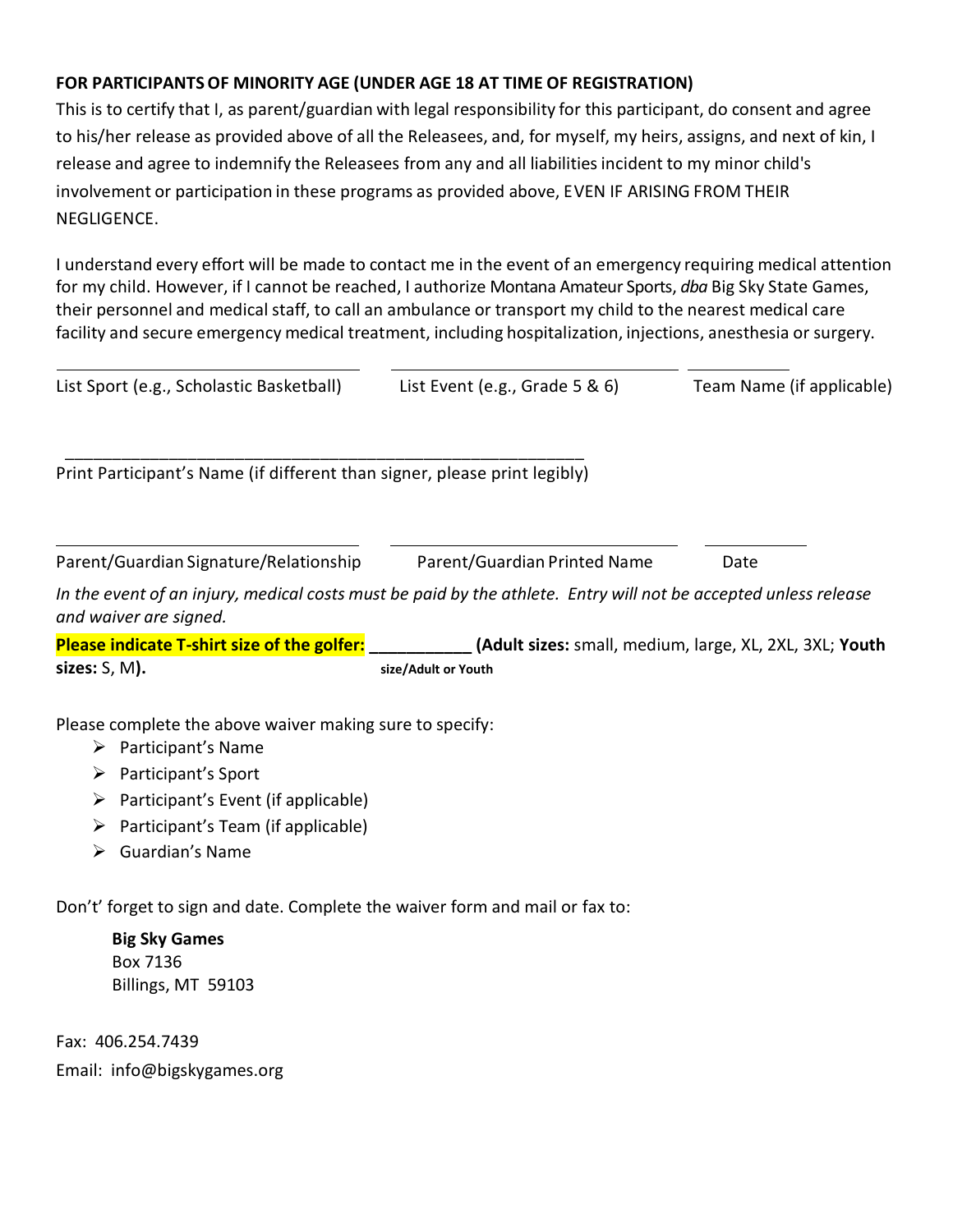**FOR PARTICIPANTS OF MINORITY AGE (UNDER AGE 18 AT TIME OF REGISTRATION)**

This is to certify that I, as parent/guardian with legal responsibility for this participant, do consent and agree to his/her release as provided above of all the Releasees, and, for myself, my heirs, assigns, and next of kin, I release and agree to indemnify the Releasees from any and all liabilities incident to my minor child's involvement or participation in these programs as provided above, EVEN IF ARISING FROM THEIR NEGLIGENCE.

I understand every effort will be made to contact me in the event of an emergency requiring medical attention for my child. However, if I cannot be reached, I authorize Montana Amateur Sports, *dba* Big Sky State Games, their personnel and medical staff, to call an ambulance or transport my child to the nearest medical care facility and secure emergency medical treatment, including hospitalization, injections, anesthesia or surgery.

| | | |
|---|---|---|
| List Sport (e.g., Scholastic Basketball) | List Event (e.g., Grade 5 & 6) | Team Name (if applicable) |

______________________________________________________

Print Participant's Name (if different than signer, please print legibly)

| | | |
|---|---|---|
| Parent/Guardian Signature/Relationship | Parent/Guardian Printed Name | Date |

*In the event of an injury, medical costs must be paid by the athlete. Entry will not be accepted unless release and waiver are signed.*

**Please indicate T-shirt size of the golfer: ___________ (Adult sizes:** small, medium, large, XL, 2XL, 3XL; **Youth sizes:** S, M**).**
size/Adult or Youth

Please complete the above waiver making sure to specify:

- Participant's Name
- Participant's Sport
- Participant's Event (if applicable)
- Participant's Team (if applicable)
- Guardian's Name

Don't' forget to sign and date. Complete the waiver form and mail or fax to:

**Big Sky Games**
Box 7136
Billings, MT 59103

Fax: 406.254.7439

Email: info@bigskygames.org